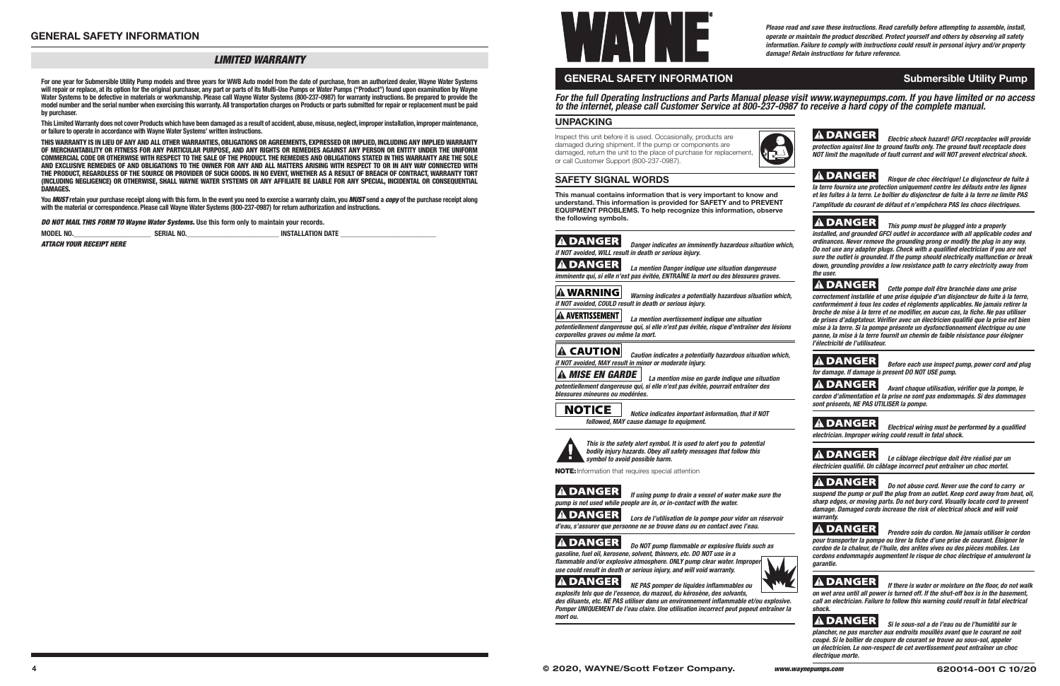## GENERAL SAFETY INFORMATION

### *LIMITED WARRANTY*

**For one year for Submersible Utility Pump models and three years for WWB Auto model from the date of purchase, from an authorized dealer, Wayne Water Systems will repair or replace, at its option for the original purchaser, any part or parts of its Multi-Use Pumps or Water Pumps ("Product") found upon examination by Wayne Water Systems to be defective in materials or workmanship. Please call Wayne Water Systems (800-237-0987) for warranty instructions. Be prepared to provide the model number and the serial number when exercising this warranty. All transportation charges on Products or parts submitted for repair or replacement must be paid by purchaser.**

**This Limited Warranty does not cover Products which have been damaged as a result of accident, abuse, misuse, neglect, improper installation, improper maintenance, or failure to operate in accordance with Wayne Water Systems' written instructions.**

**THIS WARRANTY IS IN LIEU OF ANY AND ALL OTHER WARRANTIES, OBLIGATIONS OR AGREEMENTS, EXPRESSED OR IMPLIED, INCLUDING ANY IMPLIED WARRANTY OF MERCHANTABILITY OR FITNESS FOR ANY PARTICULAR PURPOSE, AND ANY RIGHTS OR REMEDIES AGAINST ANY PERSON OR ENTITY UNDER THE UNIFORM COMMERCIAL CODE OR OTHERWISE WITH RESPECT TO THE SALE OF THE PRODUCT. THE REMEDIES AND OBLIGATIONS STATED IN THIS WARRANTY ARE THE SOLE AND EXCLUSIVE REMEDIES OF AND OBLIGATIONS TO THE OWNER FOR ANY AND ALL MATTERS ARISING WITH RESPECT TO OR IN ANY WAY CONNECTED WITH THE PRODUCT, REGARDLESS OF THE SOURCE OR PROVIDER OF SUCH GOODS. IN NO EVENT, WHETHER AS A RESULT OF BREACH OF CONTRACT, WARRANTY TORT (INCLUDING NEGLIGENCE) OR OTHERWISE, SHALL WAYNE WATER SYSTEMS OR ANY AFFILIATE BE LIABLE FOR ANY SPECIAL, INCIDENTAL OR CONSEQUENTIAL DAMAGES.**

**You *MUST* retain your purchase receipt along with this form. In the event you need to exercise a warranty claim, you *MUST* send a *copy* of the purchase receipt along with the material or correspondence. Please call Wayne Water Systems (800-237-0987) for return authorization and instructions.**

***DO NOT MAIL THIS FORM TO Wayne Water Systems.* Use this form only to maintain your records.**

**MODEL NO.\_\_\_\_\_\_\_\_\_\_\_\_\_\_\_\_ SERIAL NO.\_\_\_\_\_\_\_\_\_\_\_\_\_\_\_\_ INSTALLATION DATE \_\_\_\_\_\_\_\_\_\_\_\_\_\_\_\_**

***ATTACH YOUR RECEIPT HERE***

# WAYNE®

***Please read and save these instructions. Read carefully before attempting to assemble, install, operate or maintain the product described. Protect yourself and others by observing all safety information. Failure to comply with instructions could result in personal injury and/or property damage! Retain instructions for future reference.***

## GENERAL SAFETY INFORMATION — Submersible Utility Pump

***For the full Operating Instructions and Parts Manual please visit www.waynepumps.com. If you have limited or no access to the internet, please call Customer Service at 800-237-0987 to receive a hard copy of the complete manual.***

### UNPACKING

Inspect this unit before it is used. Occasionally, products are damaged during shipment. If the pump or components are damaged, return the unit to the place of purchase for replacement, or call Customer Support (800-237-0987).

### SAFETY SIGNAL WORDS

**This manual contains information that is very important to know and understand. This information is provided for SAFETY and to PREVENT EQUIPMENT PROBLEMS. To help recognize this information, observe the following symbols.**

**⚠ DANGER** ***Danger indicates an imminently hazardous situation which, if NOT avoided, WILL result in death or serious injury.***

**⚠ DANGER** ***La mention Danger indique une situation dangereuse imminente qui, si elle n'est pas évitée, ENTRAÎNE la mort ou des blessures graves.***

**⚠ WARNING** ***Warning indicates a potentially hazardous situation which, if NOT avoided, COULD result in death or serious injury.***

**⚠ AVERTISSEMENT** ***La mention avertissement indique une situation potentiellement dangereuse qui, si elle n'est pas évitée, risque d'entraîner des lésions corporelles graves ou même la mort.***

**⚠ CAUTION** ***Caution indicates a potentially hazardous situation which, if NOT avoided, MAY result in minor or moderate injury.***

**⚠ MISE EN GARDE** ***La mention mise en garde indique une situation potentiellement dangereuse qui, si elle n'est pas évitée, pourrait entraîner des blessures mineures ou modérées.***

**NOTICE** ***Notice indicates important information, that if NOT followed, MAY cause damage to equipment.***

***This is the safety alert symbol. It is used to alert you to potential bodily injury hazards. Obey all safety messages that follow this symbol to avoid possible harm.***

**NOTE:** Information that requires special attention

**⚠ DANGER** ***If using pump to drain a vessel of water make sure the pump is not used while people are in, or in-contact with the water.***

**⚠ DANGER** ***Lors de l'utilisation de la pompe pour vider un réservoir d'eau, s'assurer que personne ne se trouve dans ou en contact avec l'eau.***

**⚠ DANGER** ***Do NOT pump flammable or explosive fluids such as gasoline, fuel oil, kerosene, solvent, thinners, etc. DO NOT use in a flammable and/or explosive atmosphere. ONLY pump clear water. Improper use could result in death or serious injury, and will void warranty.***

**⚠ DANGER** ***NE PAS pomper de liquides inflammables ou explosifs tels que de l'essence, du mazout, du kérosène, des solvants, des diluants, etc. NE PAS utiliser dans un environnement inflammable et/ou explosive. Pomper UNIQUEMENT de l'eau claire. Une utilisation incorrect peut pepeut entraîner un mort ou.***

**⚠ DANGER** ***Electric shock hazard! GFCI receptacles will provide protection against line to ground faults only. The ground fault receptacle does NOT limit the magnitude of fault current and will NOT prevent electrical shock.***

**⚠ DANGER** ***Risque de choc électrique! Le disjoncteur de fuite à la terre fournira une protection uniquement contre les défauts entre les lignes et les fuites à la terre. Le boîtier du disjoncteur de fuite à la terre ne limite PAS l'amplitude du courant de défaut et n'empêchera PAS les chocs électriques.***

**⚠ DANGER** ***This pump must be plugged into a properly installed, and grounded GFCI outlet in accordance with all applicable codes and ordinances. Never remove the grounding prong or modify the plug in any way. Do not use any adapter plugs. Check with a qualified electrician if you are not sure the outlet is grounded. If the pump should electrically malfunction or break down, grounding provides a low resistance path to carry electricity away from the user.***

**⚠ DANGER** ***Cette pompe doit être branchée dans une prise correctement installée et une prise équipée d'un disjoncteur de fuite à la terre, conformément à tous les codes et règlements applicables. Ne jamais retirer la broche de mise à la terre et ne modifier, en aucun cas, la fiche. Ne pas utiliser de prises d'adaptateur. Vérifier avec un électricien qualifié que la prise est bien mise à la terre. Si la pompe présente un dysfonctionnement électrique ou une panne, la mise à la terre fournit un chemin de faible résistance pour éloigner l'électricité de l'utilisateur.***

**⚠ DANGER** ***Before each use inspect pump, power cord and plug for damage. If damage is present DO NOT USE pump.***

**⚠ DANGER** ***Avant chaque utilisation, vérifier que la pompe, le cordon d'alimentation et la prise ne sont pas endommagés. Si des dommages sont présents, NE PAS UTILISER la pompe.***

**⚠ DANGER** ***Electrical wiring must be performed by a qualified electrician. Improper wiring could result in fatal shock.***

**⚠ DANGER** ***Le câblage électrique doit être réalisé par un électricien qualifié. Un câblage incorrect peut entraîner un choc mortel.***

**⚠ DANGER** ***Do not abuse cord. Never use the cord to carry or suspend the pump or pull the plug from outlet. Keep cord away from heat, oil, sharp edges, or moving parts. Do not bury cord. Visually locate cord to prevent damage. Damaged cords increase the risk of electrical shock and will void warranty.***

**⚠ DANGER** ***Prendre soin du cordon. Ne jamais utiliser le cordon pour transporter la pompe ou tirer la fiche d'une prise de courant. Éloigner le cordon de la chaleur, de l'huile, des arêtes vives ou des pièces mobiles. Les cordons endommagés augmentent le risque de choc électrique et annuleront la garantie.***

**⚠ DANGER** ***If there is water or moisture on the floor, do not walk on wet area until all power is turned off. If the shut-off box is in the basement, call an electrician. Failure to follow this warning could result in fatal electrical shock.***

**⚠ DANGER** ***Si le sous-sol a de l'eau ou de l'humidité sur le plancher, ne pas marcher aux endroits mouillés avant que le courant ne soit coupé. Si le boîtier de coupure de courant se trouve au sous-sol, appeler un électricien. Le non-respect de cet avertissement peut entraîner un choc électrique morte.***

© 2020, WAYNE/Scott Fetzer Company. www.waynepumps.com 620014-001 C 10/20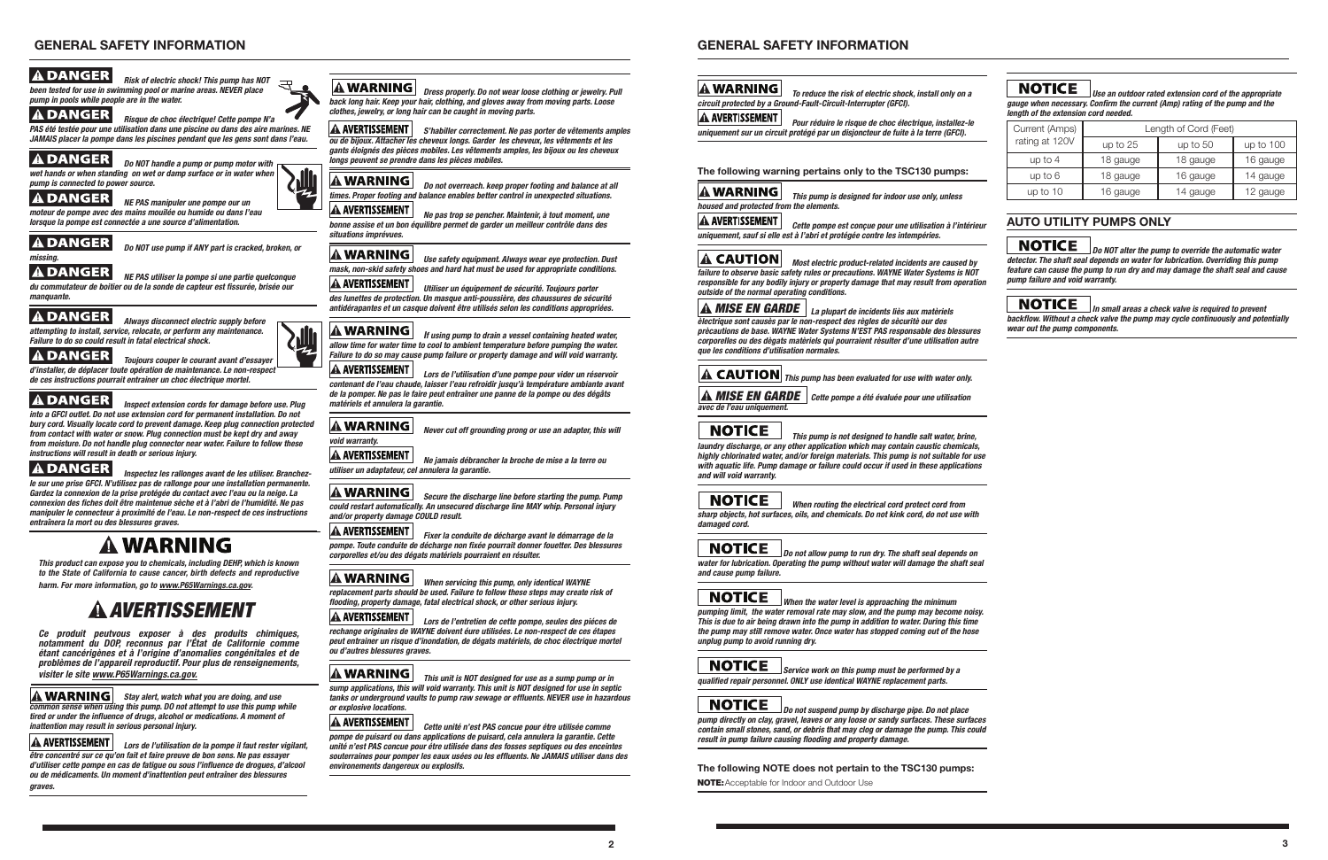## GENERAL SAFETY INFORMATION

**⚠ DANGER** ***Risk of electric shock! This pump has NOT been tested for use in swimming pool or marine areas. NEVER place pump in pools while people are in the water.***

**⚠ DANGER** ***Risque de choc électrique! Cette pompe N'a PAS été testée pour une utilisation dans une piscine ou dans des aire marines. NE JAMAIS placer la pompe dans les piscines pendant que les gens sont dans l'eau.***

**⚠ DANGER** ***Do NOT handle a pump or pump motor with wet hands or when standing on wet or damp surface or in water when pump is connected to power source.***

**⚠ DANGER** ***NE PAS manipuler une pompe our un moteur de pompe avec des mains mouillée ou humide ou dans l'eau lorsque la pompe est connectée a une source d'alimentation.***

**⚠ DANGER** ***Do NOT use pump if ANY part is cracked, broken, or missing.***

**⚠ DANGER** ***NE PAS utiliser la pompe si une partie quelconque du commutateur de boîtier ou de la sonde de capteur est fissurée, brisée our manquante.***

**⚠ DANGER** ***Always disconnect electric supply before attempting to install, service, relocate, or perform any maintenance. Failure to do so could result in fatal electrical shock.***

**⚠ DANGER** ***Toujours couper le courant avant d'essayer d'installer, de déplacer toute opération de maintenance. Le non-respect de ces instructions pourrait entrainer un choc électrique mortel.***

**⚠ DANGER** ***Inspect extension cords for damage before use. Plug into a GFCI outlet. Do not use extension cord for permanent installation. Do not bury cord. Visually locate cord to prevent damage. Keep plug connection protected from contact with water or snow. Plug connection must be kept dry and away from moisture. Do not handle plug connector near water. Failure to follow these instructions will result in death or serious injury.***

**⚠ DANGER** ***Inspectez les rallonges avant de les utiliser. Branchez-le sur une prise GFCI. N'utilisez pas de rallonge pour une installation permanente. Gardez la connexion de la prise protégée du contact avec l'eau ou la neige. La connexion des fiches doit être maintenue sèche et à l'abri de l'humidité. Ne pas manipuler le connecteur à proximité de l'eau. Le non-respect de ces instructions entraînera la mort ou des blessures graves.***

### ⚠ WARNING

***This product can expose you to chemicals, including DEHP, which is known to the State of California to cause cancer, birth defects and reproductive harm. For more information, go to www.P65Warnings.ca.gov.***

### ⚠ AVERTISSEMENT

***Ce produit peutvous exposer à des produits chimiques, notamment du DOP, reconnus par l'État de Californie comme étant cancérigènes et à l'origine d'anomalies congénitales et de problèmes de l'appareil reproductif. Pour plus de renseignements, visiter le site www.P65Warnings.ca.gov.***

**⚠ WARNING** ***Stay alert, watch what you are doing, and use common sense when using this pump. DO not attempt to use this pump while tired or under the influence of drugs, alcohol or medications. A moment of inattention may result in serious personal injury.***

**⚠ AVERTISSEMENT** ***Lors de l'utilisation de la pompe il faut rester vigilant, être concentré sur ce qu'on fait et faire preuve de bon sens. Ne pas essayer d'utiliser cette pompe en cas de fatigue ou sous l'influence de drogues, d'alcool ou de médicaments. Un moment d'inattention peut entraîner des blessures graves.***

**⚠ WARNING** ***Dress properly. Do not wear loose clothing or jewelry. Pull back long hair. Keep your hair, clothing, and gloves away from moving parts. Loose clothes, jewelry, or long hair can be caught in moving parts.***

**⚠ AVERTISSEMENT** ***S'habiller correctement. Ne pas porter de vêtements amples ou de bijoux. Attacher les cheveux longs. Garder les cheveux, les vêtements et les gants éloignés des pièces mobiles. Les vêtements amples, les bijoux ou les cheveux longs peuvent se prendre dans les pièces mobiles.***

**⚠ WARNING** ***Do not overreach. keep proper footing and balance at all times. Proper footing and balance enables better control in unexpected situations.***

**⚠ AVERTISSEMENT** ***Ne pas trop se pencher. Maintenir, à tout moment, une bonne assise et un bon équilibre permet de garder un meilleur contrôle dans des situations imprévues.***

**⚠ WARNING** ***Use safety equipment. Always wear eye protection. Dust mask, non-skid safety shoes and hard hat must be used for appropriate conditions.***

**⚠ AVERTISSEMENT** ***Utiliser un équipement de sécurité. Toujours porter des lunettes de protection. Un masque anti-poussière, des chaussures de sécurité antidérapantes et un casque doivent être utilisés selon les conditions appropriées.***

**⚠ WARNING** ***If using pump to drain a vessel containing heated water, allow time for water time to cool to ambient temperature before pumping the water. Failure to do so may cause pump failure or property damage and will void warranty.***

**⚠ AVERTISSEMENT** ***Lors de l'utilisation d'une pompe pour vider un réservoir contenant de l'eau chaude, laisser l'eau refroidir jusqu'à température ambiante avant de la pomper. Ne pas le faire peut entraîner une panne de la pompe ou des dégâts matériels et annulera la garantie.***

**⚠ WARNING** ***Never cut off grounding prong or use an adapter, this will void warranty.***

**⚠ AVERTISSEMENT** ***Ne jamais débrancher la broche de mise a la terre ou utiliser un adaptateur, cel annulera la garantie.***

**⚠ WARNING** ***Secure the discharge line before starting the pump. Pump could restart automatically. An unsecured discharge line MAY whip. Personal injury and/or property damage COULD result.***

**⚠ AVERTISSEMENT** ***Fixer la conduite de décharge avant le démarrage de la pompe. Toute conduite de décharge non fixée pourrait donner fouetter. Des blessures corporelles et/ou des dégâts matériels pourraient en résulter.***

**⚠ WARNING** ***When servicing this pump, only identical WAYNE replacement parts should be used. Failure to follow these steps may create risk of flooding, property damage, fatal electrical shock, or other serious injury.***

**⚠ AVERTISSEMENT** ***Lors de l'entretien de cette pompe, seules des pièces de rechange originales de WAYNE doivent éure utilisées. Le non-respect de ces étapes peut entraîner un risque d'inondation, de dégâts matériels, de choc électrique mortel ou d'autres blessures graves.***

**⚠ WARNING** ***This unit is NOT designed for use as a sump pump or in sump applications, this will void warranty. This unit is NOT designed for use in septic tanks or underground vaults to pump raw sewage or effluents. NEVER use in hazardous or explosive locations.***

**⚠ AVERTISSEMENT** ***Cette unité n'est PAS concue pour être utilisée comme pompe de puisard ou dans applications de puisard, cela annulera la garantie. Cette unité n'est PAS concue pour être utilisée dans des fosses septiques ou des enceintes souterraines pour pomper les eaux usées ou les effluents. Ne JAMAIS utiliser dans des environements dangereux ou explosifs.***

## GENERAL SAFETY INFORMATION

**⚠ WARNING** ***To reduce the risk of electric shock, install only on a circuit protected by a Ground-Fault-Circuit-Interrupter (GFCI).***

**⚠ AVERTISSEMENT** ***Pour réduire le risque de choc électrique, installez-le uniquement sur un circuit protégé par un disjoncteur de fuite à la terre (GFCI).***

**The following warning pertains only to the TSC130 pumps:**

**⚠ WARNING** ***This pump is designed for indoor use only, unless housed and protected from the elements.***

**⚠ AVERTISSEMENT** ***Cette pompe est conçue pour une utilisation à l'intérieur uniquement, sauf si elle est à l'abri et protégée contre les intempéries.***

**⚠ CAUTION** ***Most electric product-related incidents are caused by failure to observe basic safety rules or precautions. WAYNE Water Systems is NOT responsible for any bodily injury or property damage that may result from operation outside of the normal operating conditions.***

**⚠ MISE EN GARDE** ***La plupart de incidents liès aux matèriels électrique sont causés par le non-respect des règles de sécurité our des précautions de base. WAYNE Water Systems N'EST PAS responsable des blessures corporelles ou des dégâts matériels qui pourraient résulter d'une utilisation autre que les conditions d'utilisation normales.***

**⚠ CAUTION** ***This pump has been evaluated for use with water only.***

**⚠ MISE EN GARDE** ***Cette pompe a été évaluée pour une utilisation avec de l'eau uniquement.***

**NOTICE** ***This pump is not designed to handle salt water, brine, laundry discharge, or any other application which may contain caustic chemicals, highly chlorinated water, and/or foreign materials. This pump is not suitable for use with aquatic life. Pump damage or failure could occur if used in these applications and will void warranty.***

**NOTICE** ***When routing the electrical cord protect cord from sharp objects, hot surfaces, oils, and chemicals. Do not kink cord, do not use with damaged cord.***

**NOTICE** ***Do not allow pump to run dry. The shaft seal depends on water for lubrication. Operating the pump without water will damage the shaft seal and cause pump failure.***

**NOTICE** ***When the water level is approaching the minimum pumping limit, the water removal rate may slow, and the pump may become noisy. This is due to air being drawn into the pump in addition to water. During this time the pump may still remove water. Once water has stopped coming out of the hose unplug pump to avoid running dry.***

**NOTICE** ***Service work on this pump must be performed by a qualified repair personnel. ONLY use identical WAYNE replacement parts.***

**NOTICE** ***Do not suspend pump by discharge pipe. Do not place pump directly on clay, gravel, leaves or any loose or sandy surfaces. These surfaces contain small stones, sand, or debris that may clog or damage the pump. This could result in pump failure causing flooding and property damage.***

**The following NOTE does not pertain to the TSC130 pumps:**

**NOTE:** Acceptable for Indoor and Outdoor Use

**NOTICE** ***Use an outdoor rated extension cord of the appropriate gauge when necessary. Confirm the current (Amp) rating of the pump and the length of the extension cord needed.***

| Current (Amps) rating at 120V | Length of Cord (Feet) | | |
|---|---|---|---|
| | up to 25 | up to 50 | up to 100 |
| up to 4 | 18 gauge | 18 gauge | 16 gauge |
| up to 6 | 18 gauge | 16 gauge | 14 gauge |
| up to 10 | 16 gauge | 14 gauge | 12 gauge |

### AUTO UTILITY PUMPS ONLY

**NOTICE** ***Do NOT alter the pump to override the automatic water detector. The shaft seal depends on water for lubrication. Overriding this pump feature can cause the pump to run dry and may damage the shaft seal and cause pump failure and void warranty.***

**NOTICE** ***In small areas a check valve is required to prevent backflow. Without a check valve the pump may cycle continuously and potentially wear out the pump components.***